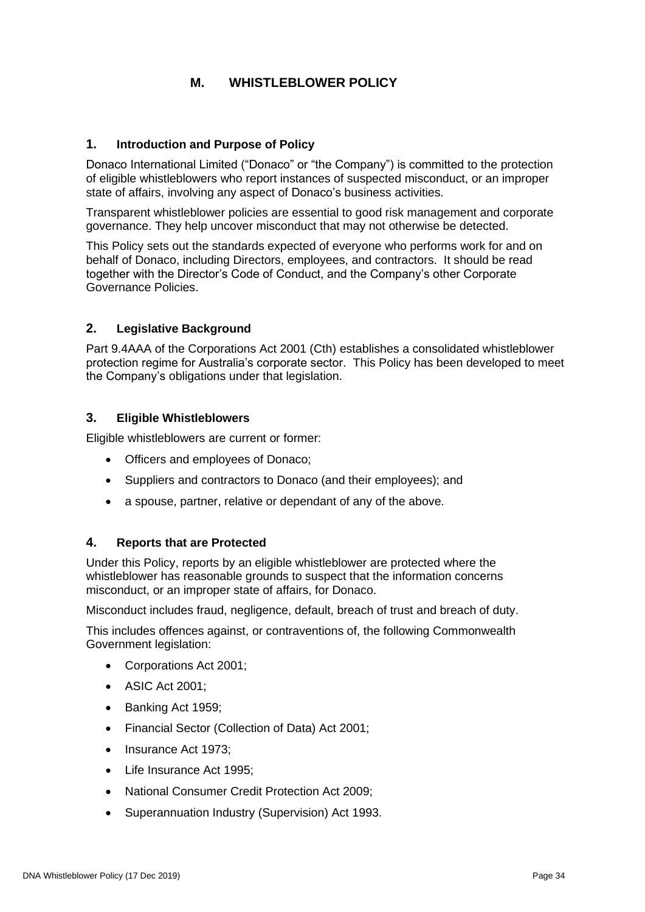# M. WHISTLEBLOWER POLICY

## 1. Introduction and Purpose of Policy

Donaco International Limited ("Donaco" or "the Company") is committed to the protection of eligible whistleblowers who report instances of suspected misconduct, or an improper state of affairs, involving any aspect of Donaco's business activities.

Transparent whistleblower policies are essential to good risk management and corporate governance. They help uncover misconduct that may not otherwise be detected.

This Policy sets out the standards expected of everyone who performs work for and on behalf of Donaco, including Directors, employees, and contractors. It should be read together with the Director's Code of Conduct, and the Company's other Corporate Governance Policies.

## 2. Legislative Background

Part 9.4AAA of the Corporations Act 2001 (Cth) establishes a consolidated whistleblower protection regime for Australia's corporate sector. This Policy has been developed to meet the Company's obligations under that legislation.

## 3. Eligible Whistleblowers

Eligible whistleblowers are current or former:

- Officers and employees of Donaco;
- Suppliers and contractors to Donaco (and their employees); and
- a spouse, partner, relative or dependant of any of the above.

## 4. Reports that are Protected

Under this Policy, reports by an eligible whistleblower are protected where the whistleblower has reasonable grounds to suspect that the information concerns misconduct, or an improper state of affairs, for Donaco.

Misconduct includes fraud, negligence, default, breach of trust and breach of duty.

This includes offences against, or contraventions of, the following Commonwealth Government legislation:

- Corporations Act 2001;
- ASIC Act 2001;
- Banking Act 1959;
- Financial Sector (Collection of Data) Act 2001;
- Insurance Act 1973;
- Life Insurance Act 1995;
- National Consumer Credit Protection Act 2009;
- Superannuation Industry (Supervision) Act 1993.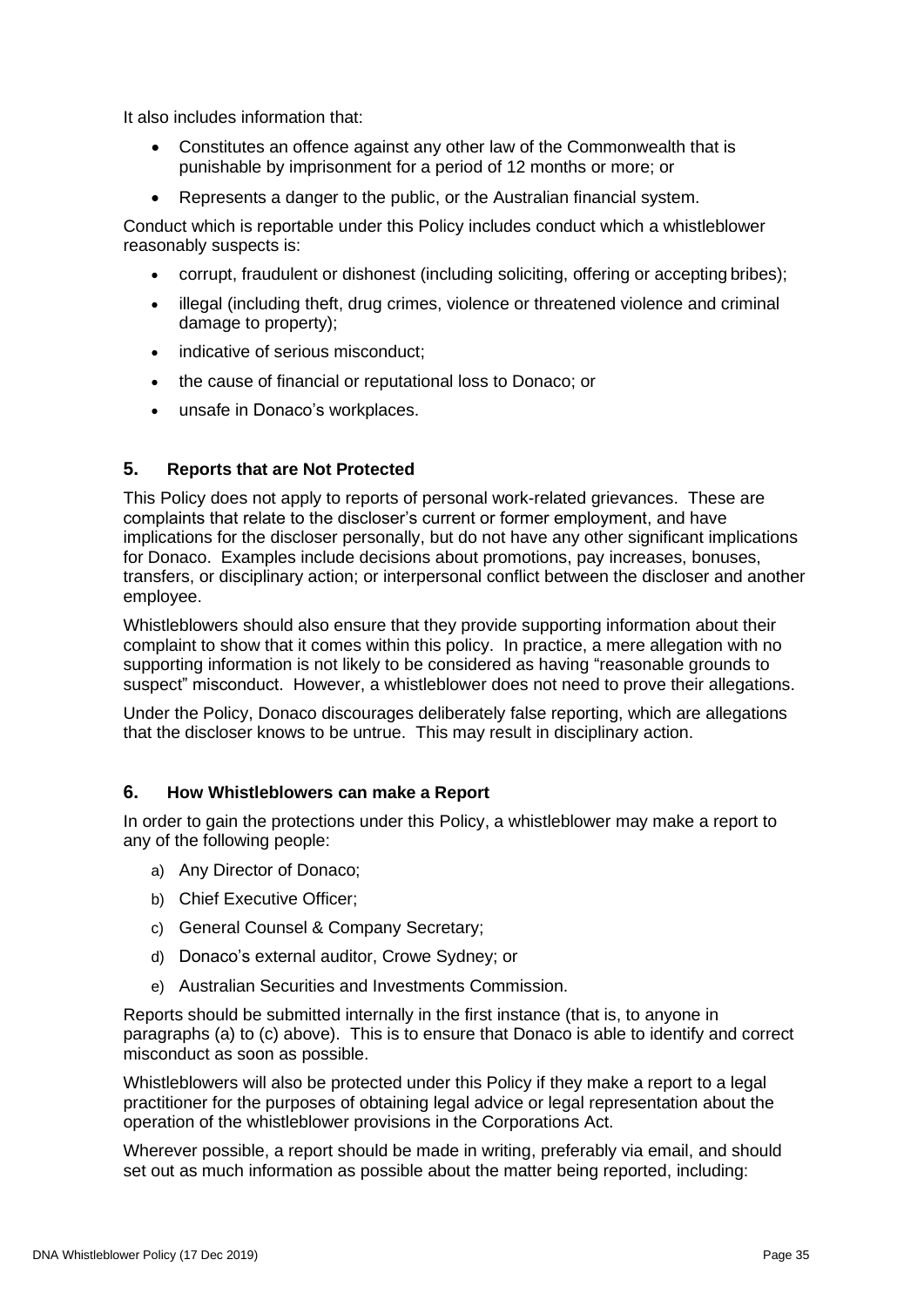It also includes information that:

- Constitutes an offence against any other law of the Commonwealth that is punishable by imprisonment for a period of 12 months or more; or
- Represents a danger to the public, or the Australian financial system.

Conduct which is reportable under this Policy includes conduct which a whistleblower reasonably suspects is:

- corrupt, fraudulent or dishonest (including soliciting, offering or accepting bribes);
- illegal (including theft, drug crimes, violence or threatened violence and criminal damage to property);
- indicative of serious misconduct;
- the cause of financial or reputational loss to Donaco; or
- unsafe in Donaco's workplaces.

## 5. Reports that are Not Protected

This Policy does not apply to reports of personal work-related grievances. These are complaints that relate to the discloser's current or former employment, and have implications for the discloser personally, but do not have any other significant implications for Donaco. Examples include decisions about promotions, pay increases, bonuses, transfers, or disciplinary action; or interpersonal conflict between the discloser and another employee.

Whistleblowers should also ensure that they provide supporting information about their complaint to show that it comes within this policy. In practice, a mere allegation with no supporting information is not likely to be considered as having "reasonable grounds to suspect" misconduct. However, a whistleblower does not need to prove their allegations.

Under the Policy, Donaco discourages deliberately false reporting, which are allegations that the discloser knows to be untrue. This may result in disciplinary action.

## 6. How Whistleblowers can make a Report

In order to gain the protections under this Policy, a whistleblower may make a report to any of the following people:

a) Any Director of Donaco;
b) Chief Executive Officer;
c) General Counsel & Company Secretary;
d) Donaco's external auditor, Crowe Sydney; or
e) Australian Securities and Investments Commission.

Reports should be submitted internally in the first instance (that is, to anyone in paragraphs (a) to (c) above). This is to ensure that Donaco is able to identify and correct misconduct as soon as possible.

Whistleblowers will also be protected under this Policy if they make a report to a legal practitioner for the purposes of obtaining legal advice or legal representation about the operation of the whistleblower provisions in the Corporations Act.

Wherever possible, a report should be made in writing, preferably via email, and should set out as much information as possible about the matter being reported, including: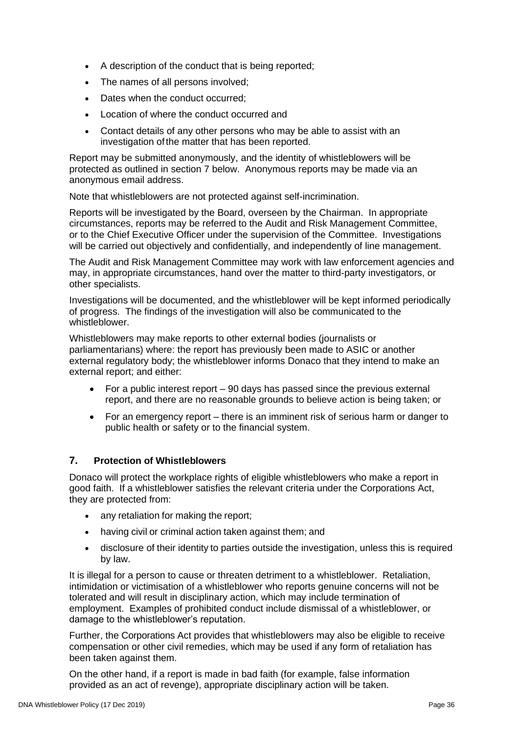- A description of the conduct that is being reported;
- The names of all persons involved;
- Dates when the conduct occurred;
- Location of where the conduct occurred and
- Contact details of any other persons who may be able to assist with an investigation of the matter that has been reported.

Report may be submitted anonymously, and the identity of whistleblowers will be protected as outlined in section 7 below. Anonymous reports may be made via an anonymous email address.

Note that whistleblowers are not protected against self-incrimination.

Reports will be investigated by the Board, overseen by the Chairman. In appropriate circumstances, reports may be referred to the Audit and Risk Management Committee, or to the Chief Executive Officer under the supervision of the Committee. Investigations will be carried out objectively and confidentially, and independently of line management.

The Audit and Risk Management Committee may work with law enforcement agencies and may, in appropriate circumstances, hand over the matter to third-party investigators, or other specialists.

Investigations will be documented, and the whistleblower will be kept informed periodically of progress. The findings of the investigation will also be communicated to the whistleblower.

Whistleblowers may make reports to other external bodies (journalists or parliamentarians) where: the report has previously been made to ASIC or another external regulatory body; the whistleblower informs Donaco that they intend to make an external report; and either:

- For a public interest report – 90 days has passed since the previous external report, and there are no reasonable grounds to believe action is being taken; or
- For an emergency report – there is an imminent risk of serious harm or danger to public health or safety or to the financial system.

## 7. Protection of Whistleblowers

Donaco will protect the workplace rights of eligible whistleblowers who make a report in good faith. If a whistleblower satisfies the relevant criteria under the Corporations Act, they are protected from:

- any retaliation for making the report;
- having civil or criminal action taken against them; and
- disclosure of their identity to parties outside the investigation, unless this is required by law.

It is illegal for a person to cause or threaten detriment to a whistleblower. Retaliation, intimidation or victimisation of a whistleblower who reports genuine concerns will not be tolerated and will result in disciplinary action, which may include termination of employment. Examples of prohibited conduct include dismissal of a whistleblower, or damage to the whistleblower's reputation.

Further, the Corporations Act provides that whistleblowers may also be eligible to receive compensation or other civil remedies, which may be used if any form of retaliation has been taken against them.

On the other hand, if a report is made in bad faith (for example, false information provided as an act of revenge), appropriate disciplinary action will be taken.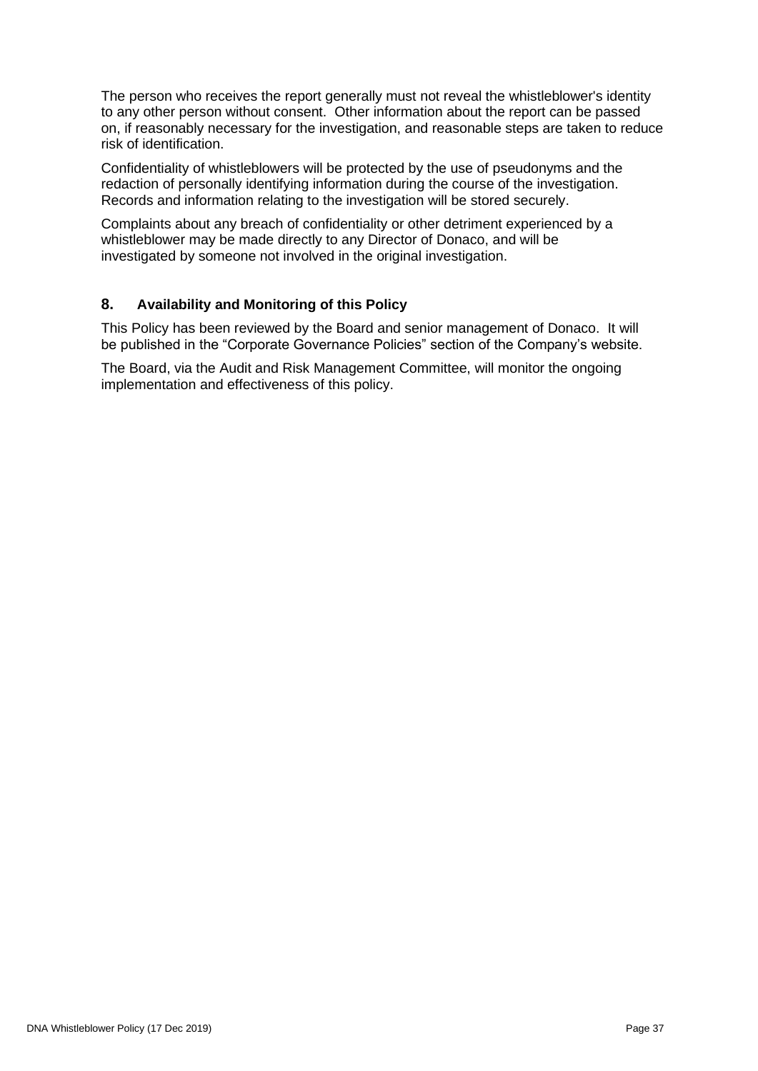The person who receives the report generally must not reveal the whistleblower's identity to any other person without consent. Other information about the report can be passed on, if reasonably necessary for the investigation, and reasonable steps are taken to reduce risk of identification.

Confidentiality of whistleblowers will be protected by the use of pseudonyms and the redaction of personally identifying information during the course of the investigation. Records and information relating to the investigation will be stored securely.

Complaints about any breach of confidentiality or other detriment experienced by a whistleblower may be made directly to any Director of Donaco, and will be investigated by someone not involved in the original investigation.

## 8. Availability and Monitoring of this Policy

This Policy has been reviewed by the Board and senior management of Donaco. It will be published in the "Corporate Governance Policies" section of the Company's website.

The Board, via the Audit and Risk Management Committee, will monitor the ongoing implementation and effectiveness of this policy.